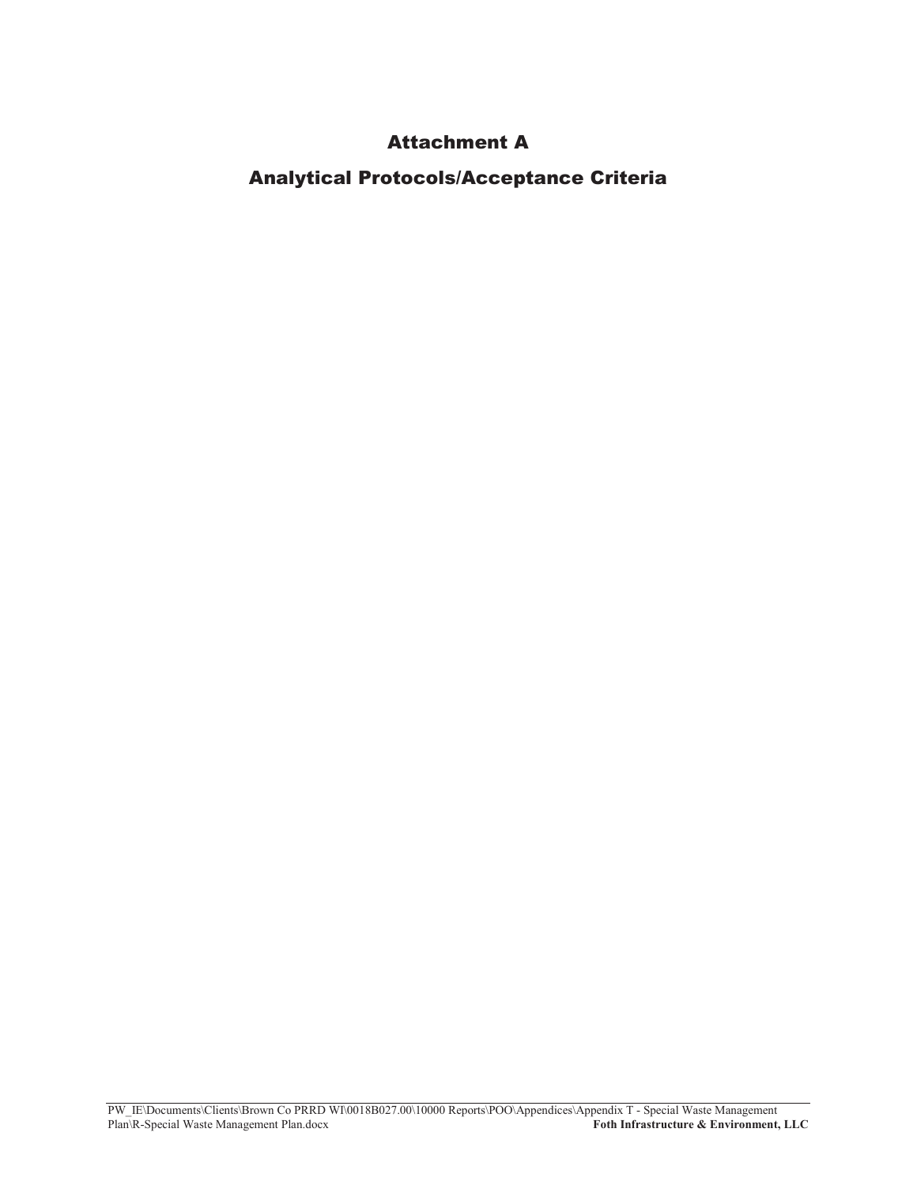# Attachment A

# Analytical Protocols/Acceptance Criteria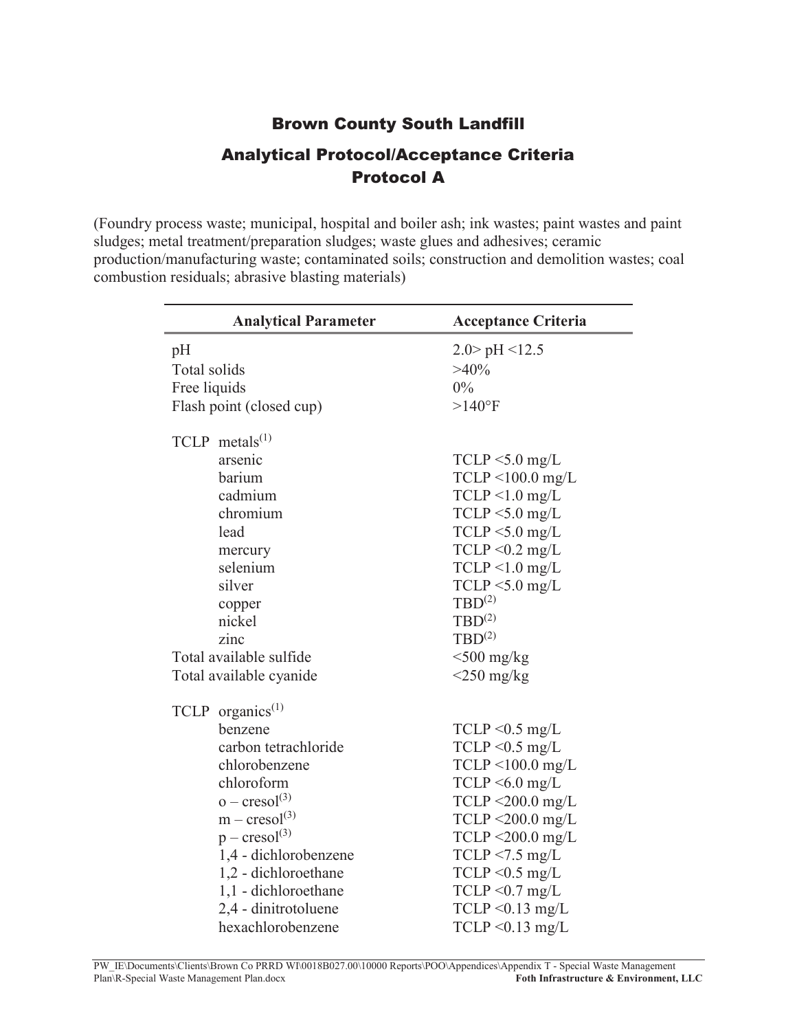# Brown County South Landfill

## Analytical Protocol/Acceptance Criteria
## Protocol A

(Foundry process waste; municipal, hospital and boiler ash; ink wastes; paint wastes and paint sludges; metal treatment/preparation sludges; waste glues and adhesives; ceramic production/manufacturing waste; contaminated soils; construction and demolition wastes; coal combustion residuals; abrasive blasting materials)

| Analytical Parameter | Acceptance Criteria |
|---|---|
| pH | 2.0> pH <12.5 |
| Total solids | >40% |
| Free liquids | 0% |
| Flash point (closed cup) | >140°F |
| TCLP metals(1) | |
| arsenic | TCLP <5.0 mg/L |
| barium | TCLP <100.0 mg/L |
| cadmium | TCLP <1.0 mg/L |
| chromium | TCLP <5.0 mg/L |
| lead | TCLP <5.0 mg/L |
| mercury | TCLP <0.2 mg/L |
| selenium | TCLP <1.0 mg/L |
| silver | TCLP <5.0 mg/L |
| copper | TBD(2) |
| nickel | TBD(2) |
| zinc | TBD(2) |
| Total available sulfide | <500 mg/kg |
| Total available cyanide | <250 mg/kg |
| TCLP organics(1) | |
| benzene | TCLP <0.5 mg/L |
| carbon tetrachloride | TCLP <0.5 mg/L |
| chlorobenzene | TCLP <100.0 mg/L |
| chloroform | TCLP <6.0 mg/L |
| o – cresol(3) | TCLP <200.0 mg/L |
| m – cresol(3) | TCLP <200.0 mg/L |
| p – cresol(3) | TCLP <200.0 mg/L |
| 1,4 - dichlorobenzene | TCLP <7.5 mg/L |
| 1,2 - dichloroethane | TCLP <0.5 mg/L |
| 1,1 - dichloroethane | TCLP <0.7 mg/L |
| 2,4 - dinitrotoluene | TCLP <0.13 mg/L |
| hexachlorobenzene | TCLP <0.13 mg/L |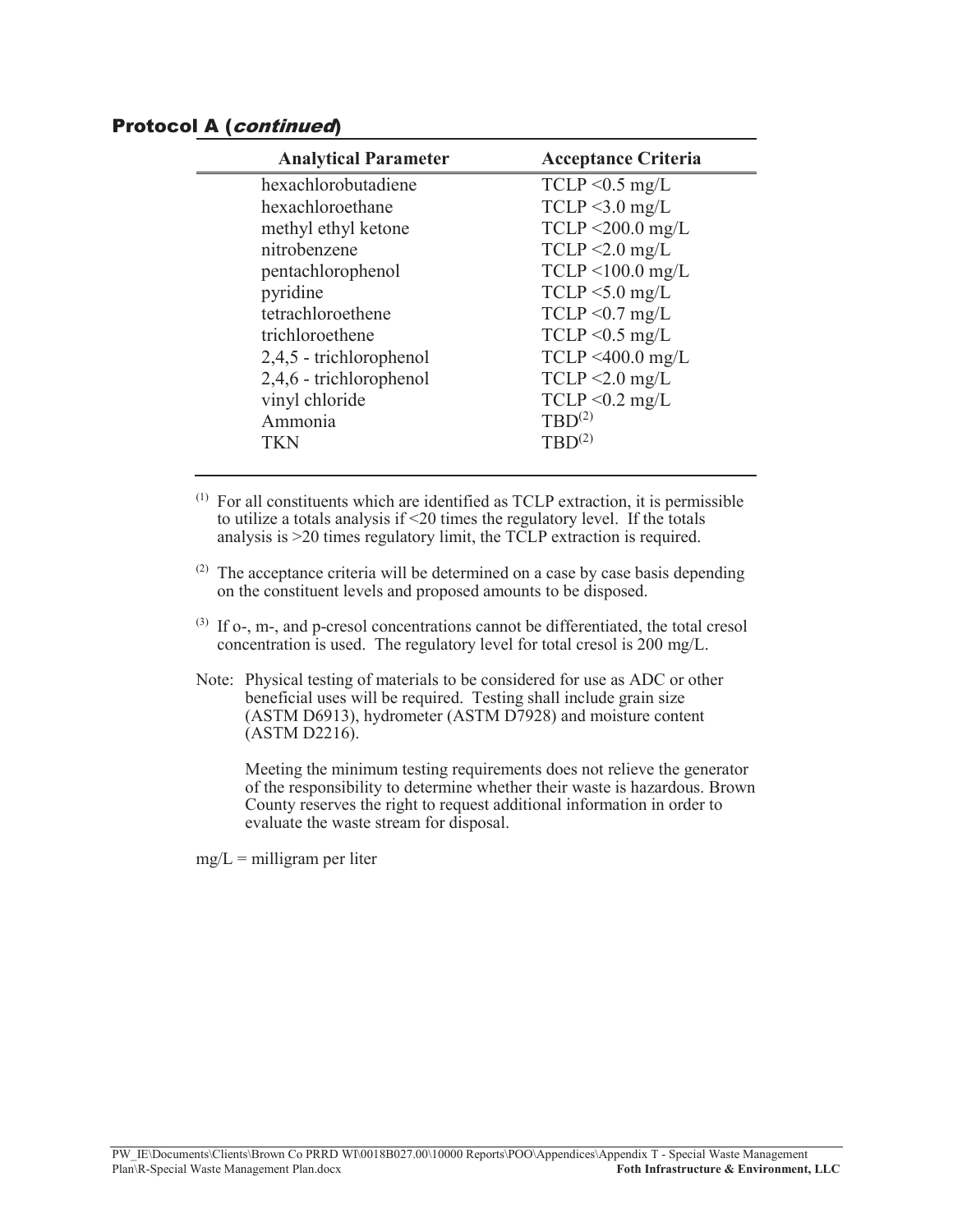## Protocol A (*continued*)

| Analytical Parameter | Acceptance Criteria |
|---|---|
| hexachlorobutadiene | TCLP <0.5 mg/L |
| hexachloroethane | TCLP <3.0 mg/L |
| methyl ethyl ketone | TCLP <200.0 mg/L |
| nitrobenzene | TCLP <2.0 mg/L |
| pentachlorophenol | TCLP <100.0 mg/L |
| pyridine | TCLP <5.0 mg/L |
| tetrachloroethene | TCLP <0.7 mg/L |
| trichloroethene | TCLP <0.5 mg/L |
| 2,4,5 - trichlorophenol | TCLP <400.0 mg/L |
| 2,4,6 - trichlorophenol | TCLP <2.0 mg/L |
| vinyl chloride | TCLP <0.2 mg/L |
| Ammonia | TBD[2] |
| TKN | TBD[2] |

[1] For all constituents which are identified as TCLP extraction, it is permissible to utilize a totals analysis if <20 times the regulatory level. If the totals analysis is >20 times regulatory limit, the TCLP extraction is required.

[2] The acceptance criteria will be determined on a case by case basis depending on the constituent levels and proposed amounts to be disposed.

[3] If o-, m-, and p-cresol concentrations cannot be differentiated, the total cresol concentration is used. The regulatory level for total cresol is 200 mg/L.

Note: Physical testing of materials to be considered for use as ADC or other beneficial uses will be required. Testing shall include grain size (ASTM D6913), hydrometer (ASTM D7928) and moisture content (ASTM D2216).

Meeting the minimum testing requirements does not relieve the generator of the responsibility to determine whether their waste is hazardous. Brown County reserves the right to request additional information in order to evaluate the waste stream for disposal.

mg/L = milligram per liter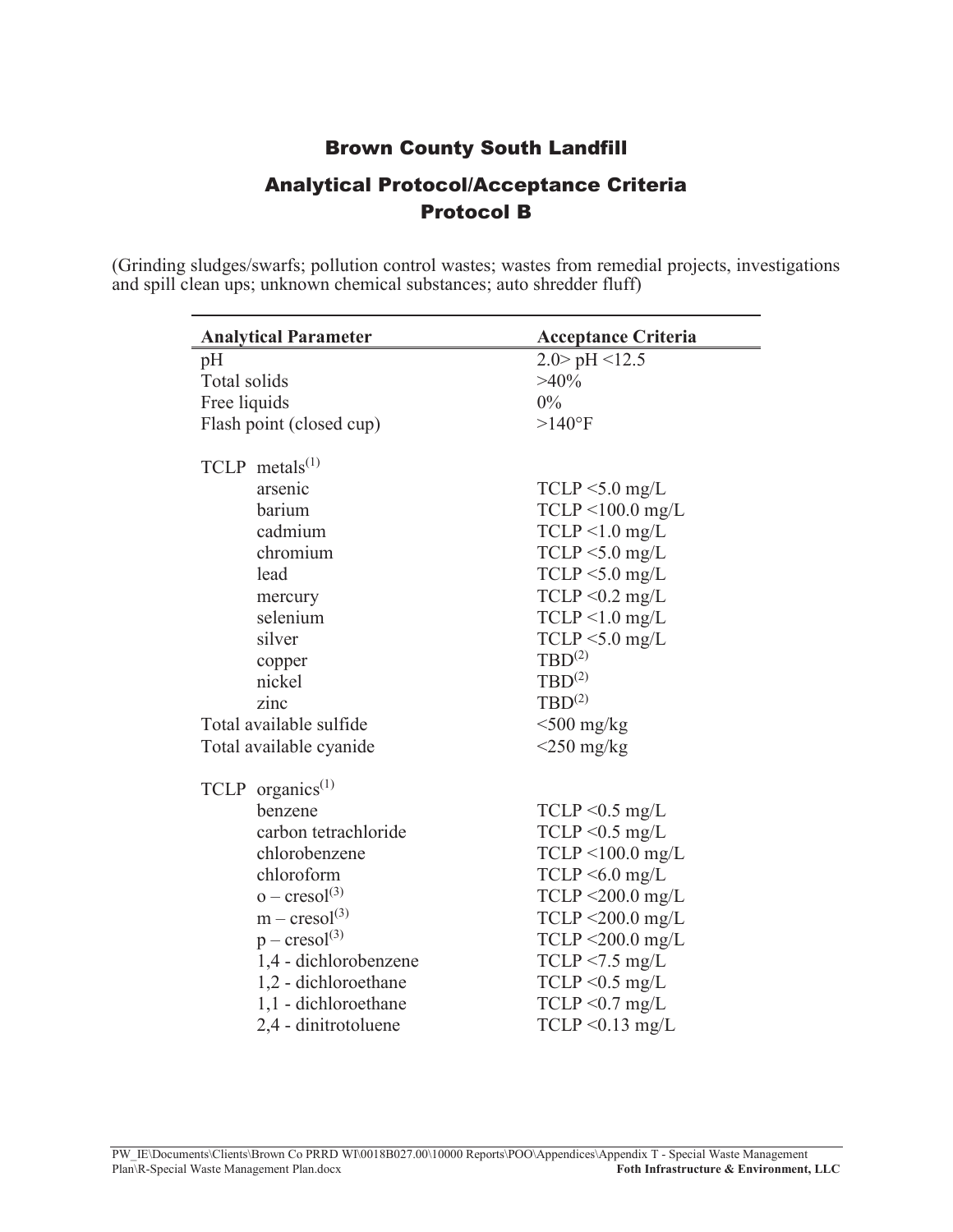## Brown County South Landfill

## Analytical Protocol/Acceptance Criteria
## Protocol B

(Grinding sludges/swarfs; pollution control wastes; wastes from remedial projects, investigations and spill clean ups; unknown chemical substances; auto shredder fluff)

| Analytical Parameter | Acceptance Criteria |
|---|---|
| pH | 2.0> pH <12.5 |
| Total solids | >40% |
| Free liquids | 0% |
| Flash point (closed cup) | >140°F |
| | |
| TCLP metals[(1)] | |
| arsenic | TCLP <5.0 mg/L |
| barium | TCLP <100.0 mg/L |
| cadmium | TCLP <1.0 mg/L |
| chromium | TCLP <5.0 mg/L |
| lead | TCLP <5.0 mg/L |
| mercury | TCLP <0.2 mg/L |
| selenium | TCLP <1.0 mg/L |
| silver | TCLP <5.0 mg/L |
| copper | TBD[(2)] |
| nickel | TBD[(2)] |
| zinc | TBD[(2)] |
| Total available sulfide | <500 mg/kg |
| Total available cyanide | <250 mg/kg |
| | |
| TCLP organics[(1)] | |
| benzene | TCLP <0.5 mg/L |
| carbon tetrachloride | TCLP <0.5 mg/L |
| chlorobenzene | TCLP <100.0 mg/L |
| chloroform | TCLP <6.0 mg/L |
| o – cresol[(3)] | TCLP <200.0 mg/L |
| m – cresol[(3)] | TCLP <200.0 mg/L |
| p – cresol[(3)] | TCLP <200.0 mg/L |
| 1,4 - dichlorobenzene | TCLP <7.5 mg/L |
| 1,2 - dichloroethane | TCLP <0.5 mg/L |
| 1,1 - dichloroethane | TCLP <0.7 mg/L |
| 2,4 - dinitrotoluene | TCLP <0.13 mg/L |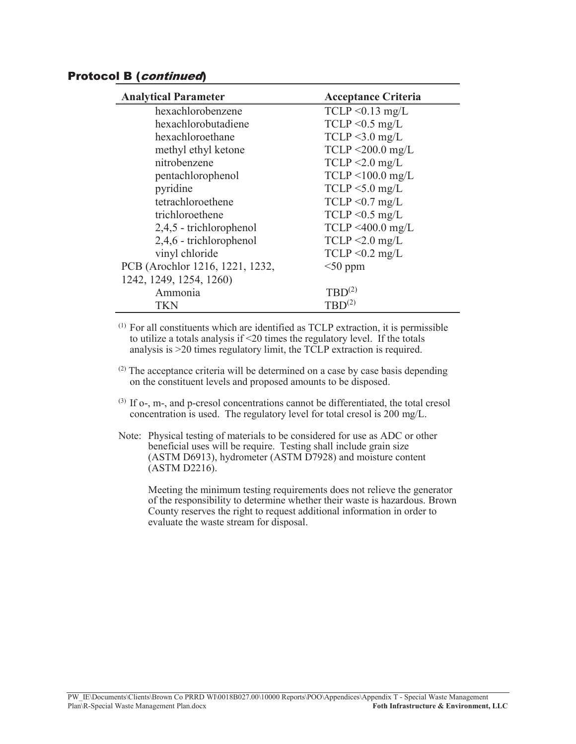## Protocol B (*continued*)

| Analytical Parameter | Acceptance Criteria |
|---|---|
| hexachlorobenzene | TCLP <0.13 mg/L |
| hexachlorobutadiene | TCLP <0.5 mg/L |
| hexachloroethane | TCLP <3.0 mg/L |
| methyl ethyl ketone | TCLP <200.0 mg/L |
| nitrobenzene | TCLP <2.0 mg/L |
| pentachlorophenol | TCLP <100.0 mg/L |
| pyridine | TCLP <5.0 mg/L |
| tetrachloroethene | TCLP <0.7 mg/L |
| trichloroethene | TCLP <0.5 mg/L |
| 2,4,5 - trichlorophenol | TCLP <400.0 mg/L |
| 2,4,6 - trichlorophenol | TCLP <2.0 mg/L |
| vinyl chloride | TCLP <0.2 mg/L |
| PCB (Arochlor 1216, 1221, 1232, 1242, 1249, 1254, 1260) | <50 ppm |
| Ammonia | TBD[(2)] |
| TKN | TBD[(2)] |

[(1)] For all constituents which are identified as TCLP extraction, it is permissible to utilize a totals analysis if <20 times the regulatory level. If the totals analysis is >20 times regulatory limit, the TCLP extraction is required.

[(2)] The acceptance criteria will be determined on a case by case basis depending on the constituent levels and proposed amounts to be disposed.

[(3)] If o-, m-, and p-cresol concentrations cannot be differentiated, the total cresol concentration is used. The regulatory level for total cresol is 200 mg/L.

Note: Physical testing of materials to be considered for use as ADC or other beneficial uses will be require. Testing shall include grain size (ASTM D6913), hydrometer (ASTM D7928) and moisture content (ASTM D2216).

Meeting the minimum testing requirements does not relieve the generator of the responsibility to determine whether their waste is hazardous. Brown County reserves the right to request additional information in order to evaluate the waste stream for disposal.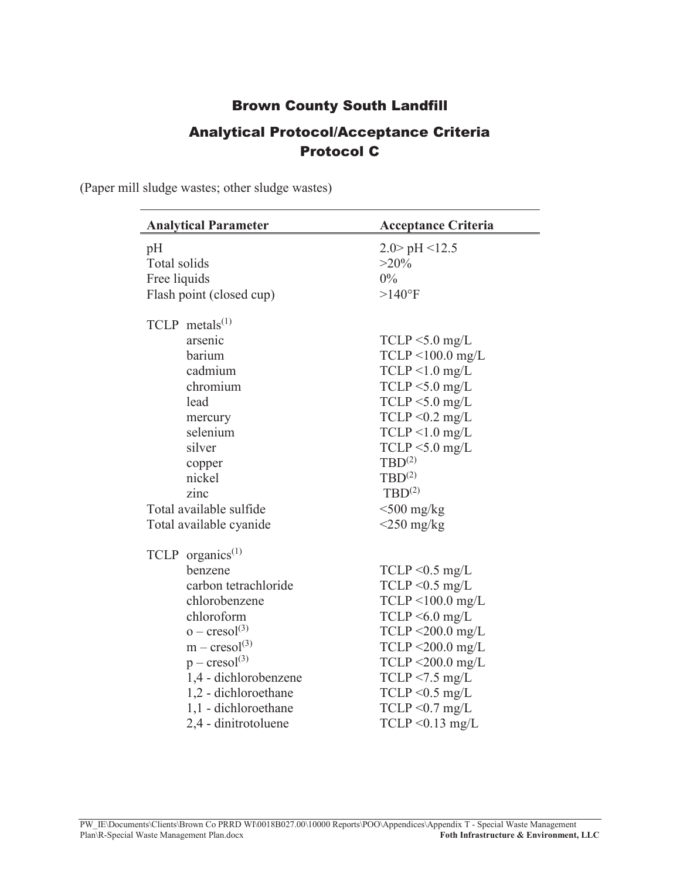## Brown County South Landfill

## Analytical Protocol/Acceptance Criteria
## Protocol C

(Paper mill sludge wastes; other sludge wastes)

| Analytical Parameter | Acceptance Criteria |
|---|---|
| pH | 2.0> pH <12.5 |
| Total solids | >20% |
| Free liquids | 0% |
| Flash point (closed cup) | >140°F |
| | |
| TCLP metals[1] | |
| arsenic | TCLP <5.0 mg/L |
| barium | TCLP <100.0 mg/L |
| cadmium | TCLP <1.0 mg/L |
| chromium | TCLP <5.0 mg/L |
| lead | TCLP <5.0 mg/L |
| mercury | TCLP <0.2 mg/L |
| selenium | TCLP <1.0 mg/L |
| silver | TCLP <5.0 mg/L |
| copper | TBD[2] |
| nickel | TBD[2] |
| zinc | TBD[2] |
| Total available sulfide | <500 mg/kg |
| Total available cyanide | <250 mg/kg |
| | |
| TCLP organics[1] | |
| benzene | TCLP <0.5 mg/L |
| carbon tetrachloride | TCLP <0.5 mg/L |
| chlorobenzene | TCLP <100.0 mg/L |
| chloroform | TCLP <6.0 mg/L |
| o – cresol[3] | TCLP <200.0 mg/L |
| m – cresol[3] | TCLP <200.0 mg/L |
| p – cresol[3] | TCLP <200.0 mg/L |
| 1,4 - dichlorobenzene | TCLP <7.5 mg/L |
| 1,2 - dichloroethane | TCLP <0.5 mg/L |
| 1,1 - dichloroethane | TCLP <0.7 mg/L |
| 2,4 - dinitrotoluene | TCLP <0.13 mg/L |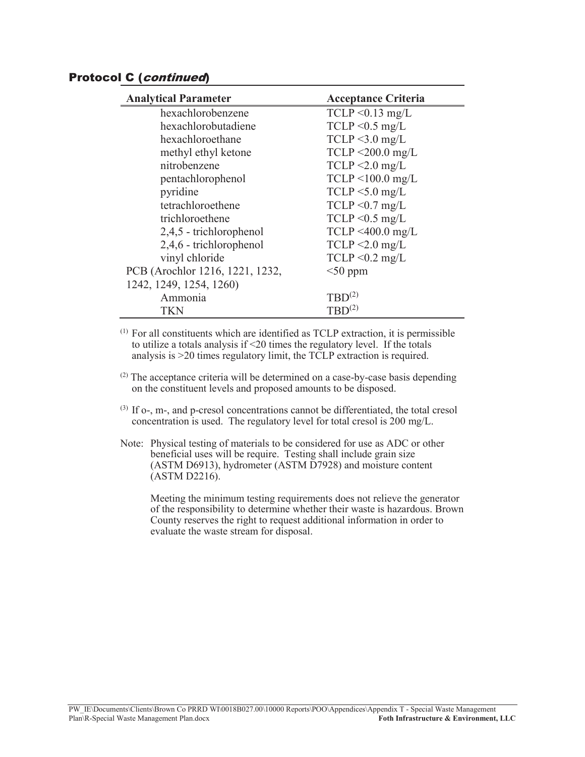## Protocol C (*continued*)

| Analytical Parameter | Acceptance Criteria |
|---|---|
| hexachlorobenzene | TCLP <0.13 mg/L |
| hexachlorobutadiene | TCLP <0.5 mg/L |
| hexachloroethane | TCLP <3.0 mg/L |
| methyl ethyl ketone | TCLP <200.0 mg/L |
| nitrobenzene | TCLP <2.0 mg/L |
| pentachlorophenol | TCLP <100.0 mg/L |
| pyridine | TCLP <5.0 mg/L |
| tetrachloroethene | TCLP <0.7 mg/L |
| trichloroethene | TCLP <0.5 mg/L |
| 2,4,5 - trichlorophenol | TCLP <400.0 mg/L |
| 2,4,6 - trichlorophenol | TCLP <2.0 mg/L |
| vinyl chloride | TCLP <0.2 mg/L |
| PCB (Arochlor 1216, 1221, 1232, 1242, 1249, 1254, 1260) | <50 ppm |
| Ammonia | TBD(2) |
| TKN | TBD(2) |

(1) For all constituents which are identified as TCLP extraction, it is permissible to utilize a totals analysis if <20 times the regulatory level. If the totals analysis is >20 times regulatory limit, the TCLP extraction is required.

(2) The acceptance criteria will be determined on a case-by-case basis depending on the constituent levels and proposed amounts to be disposed.

(3) If o-, m-, and p-cresol concentrations cannot be differentiated, the total cresol concentration is used. The regulatory level for total cresol is 200 mg/L.

Note: Physical testing of materials to be considered for use as ADC or other beneficial uses will be require. Testing shall include grain size (ASTM D6913), hydrometer (ASTM D7928) and moisture content (ASTM D2216).

Meeting the minimum testing requirements does not relieve the generator of the responsibility to determine whether their waste is hazardous. Brown County reserves the right to request additional information in order to evaluate the waste stream for disposal.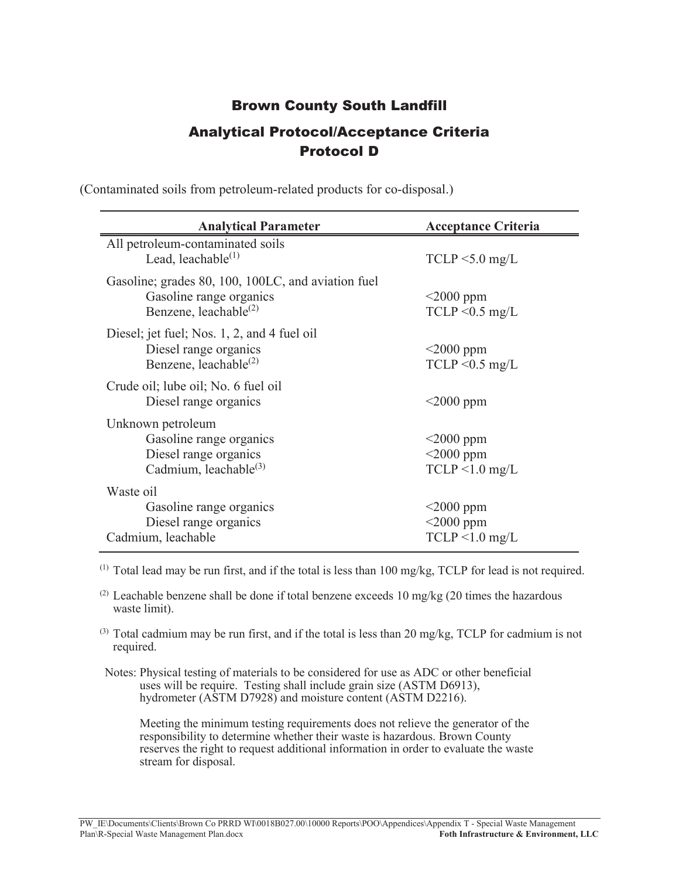# Brown County South Landfill

## Analytical Protocol/Acceptance Criteria
## Protocol D

(Contaminated soils from petroleum-related products for co-disposal.)

| Analytical Parameter | Acceptance Criteria |
|---|---|
| All petroleum-contaminated soils | |
| Lead, leachable[(1)] | TCLP <5.0 mg/L |
| Gasoline; grades 80, 100, 100LC, and aviation fuel | |
| Gasoline range organics | <2000 ppm |
| Benzene, leachable[(2)] | TCLP <0.5 mg/L |
| Diesel; jet fuel; Nos. 1, 2, and 4 fuel oil | |
| Diesel range organics | <2000 ppm |
| Benzene, leachable[(2)] | TCLP <0.5 mg/L |
| Crude oil; lube oil; No. 6 fuel oil | |
| Diesel range organics | <2000 ppm |
| Unknown petroleum | |
| Gasoline range organics | <2000 ppm |
| Diesel range organics | <2000 ppm |
| Cadmium, leachable[(3)] | TCLP <1.0 mg/L |
| Waste oil | |
| Gasoline range organics | <2000 ppm |
| Diesel range organics | <2000 ppm |
| Cadmium, leachable | TCLP <1.0 mg/L |

[(1)] Total lead may be run first, and if the total is less than 100 mg/kg, TCLP for lead is not required.

[(2)] Leachable benzene shall be done if total benzene exceeds 10 mg/kg (20 times the hazardous waste limit).

[(3)] Total cadmium may be run first, and if the total is less than 20 mg/kg, TCLP for cadmium is not required.

Notes: Physical testing of materials to be considered for use as ADC or other beneficial uses will be require. Testing shall include grain size (ASTM D6913), hydrometer (ASTM D7928) and moisture content (ASTM D2216).

Meeting the minimum testing requirements does not relieve the generator of the responsibility to determine whether their waste is hazardous. Brown County reserves the right to request additional information in order to evaluate the waste stream for disposal.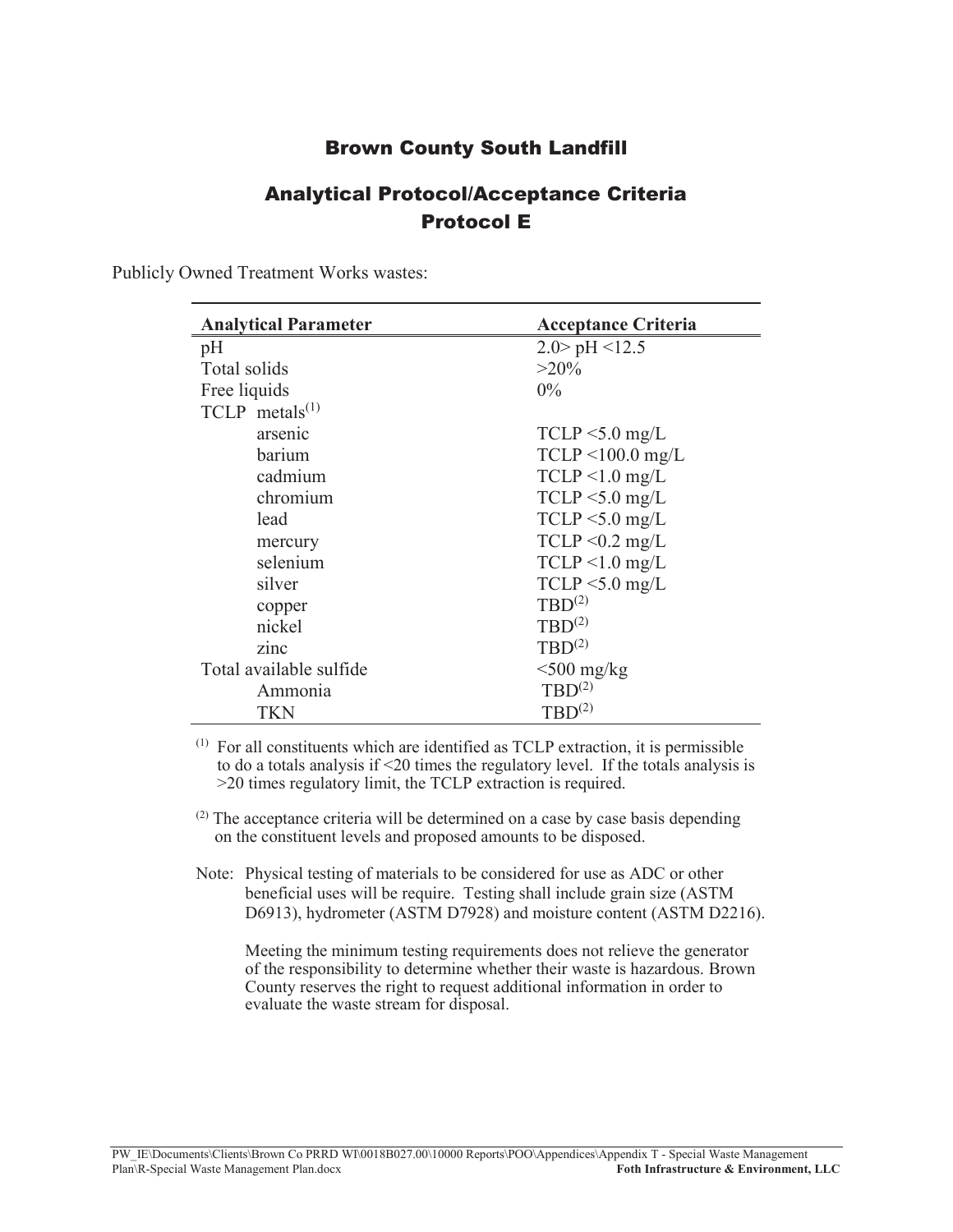# Brown County South Landfill

## Analytical Protocol/Acceptance Criteria
## Protocol E

Publicly Owned Treatment Works wastes:

| Analytical Parameter | Acceptance Criteria |
|---|---|
| pH | 2.0> pH <12.5 |
| Total solids | >20% |
| Free liquids | 0% |
| TCLP metals[(1)] | |
| arsenic | TCLP <5.0 mg/L |
| barium | TCLP <100.0 mg/L |
| cadmium | TCLP <1.0 mg/L |
| chromium | TCLP <5.0 mg/L |
| lead | TCLP <5.0 mg/L |
| mercury | TCLP <0.2 mg/L |
| selenium | TCLP <1.0 mg/L |
| silver | TCLP <5.0 mg/L |
| copper | TBD[(2)] |
| nickel | TBD[(2)] |
| zinc | TBD[(2)] |
| Total available sulfide | <500 mg/kg |
| Ammonia | TBD[(2)] |
| TKN | TBD[(2)] |

[(1)] For all constituents which are identified as TCLP extraction, it is permissible to do a totals analysis if <20 times the regulatory level. If the totals analysis is >20 times regulatory limit, the TCLP extraction is required.

[(2)] The acceptance criteria will be determined on a case by case basis depending on the constituent levels and proposed amounts to be disposed.

Note: Physical testing of materials to be considered for use as ADC or other beneficial uses will be require. Testing shall include grain size (ASTM D6913), hydrometer (ASTM D7928) and moisture content (ASTM D2216).

Meeting the minimum testing requirements does not relieve the generator of the responsibility to determine whether their waste is hazardous. Brown County reserves the right to request additional information in order to evaluate the waste stream for disposal.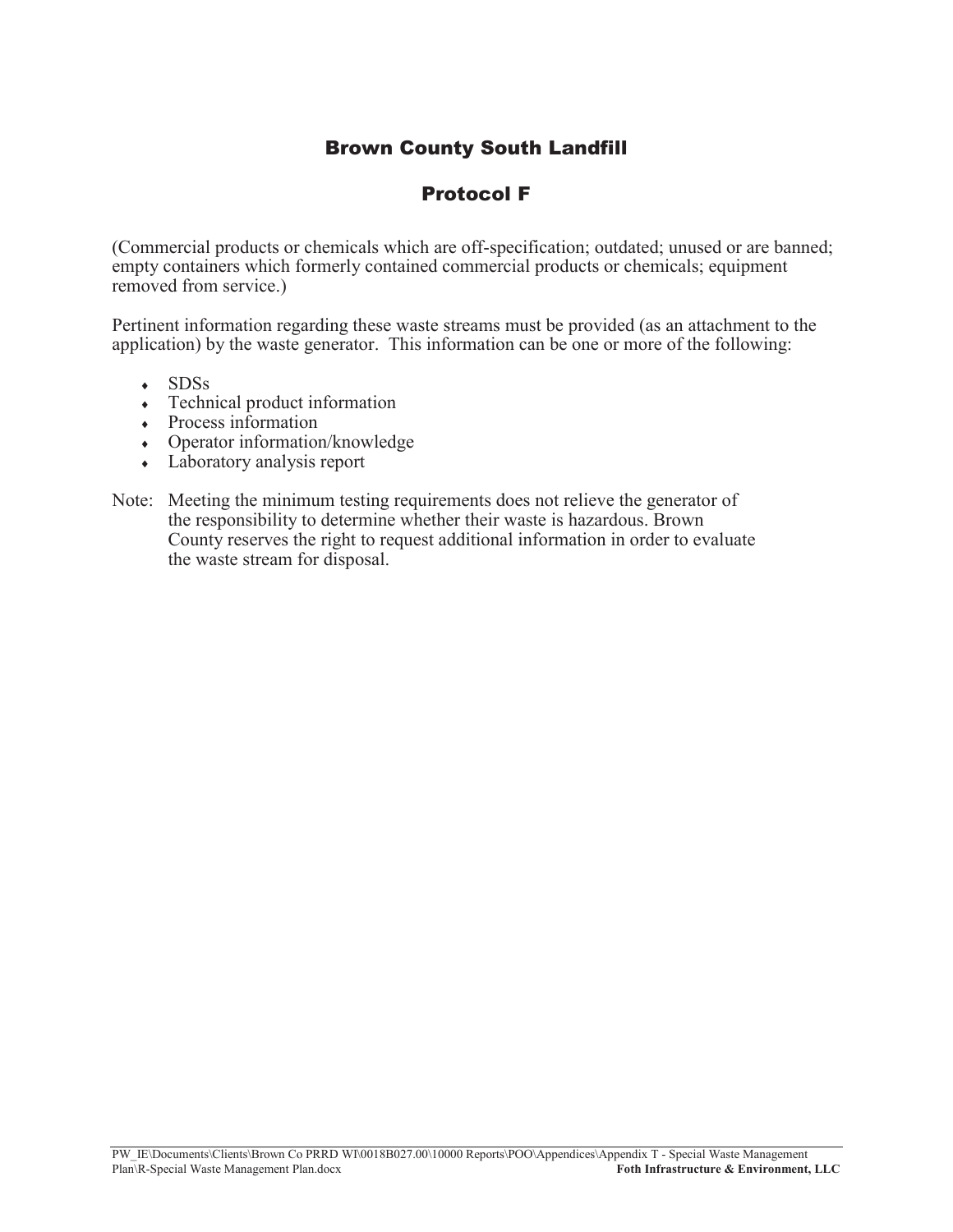## Brown County South Landfill

## Protocol F

(Commercial products or chemicals which are off-specification; outdated; unused or are banned; empty containers which formerly contained commercial products or chemicals; equipment removed from service.)

Pertinent information regarding these waste streams must be provided (as an attachment to the application) by the waste generator. This information can be one or more of the following:

- SDSs
- Technical product information
- Process information
- Operator information/knowledge
- Laboratory analysis report

Note: Meeting the minimum testing requirements does not relieve the generator of the responsibility to determine whether their waste is hazardous. Brown County reserves the right to request additional information in order to evaluate the waste stream for disposal.